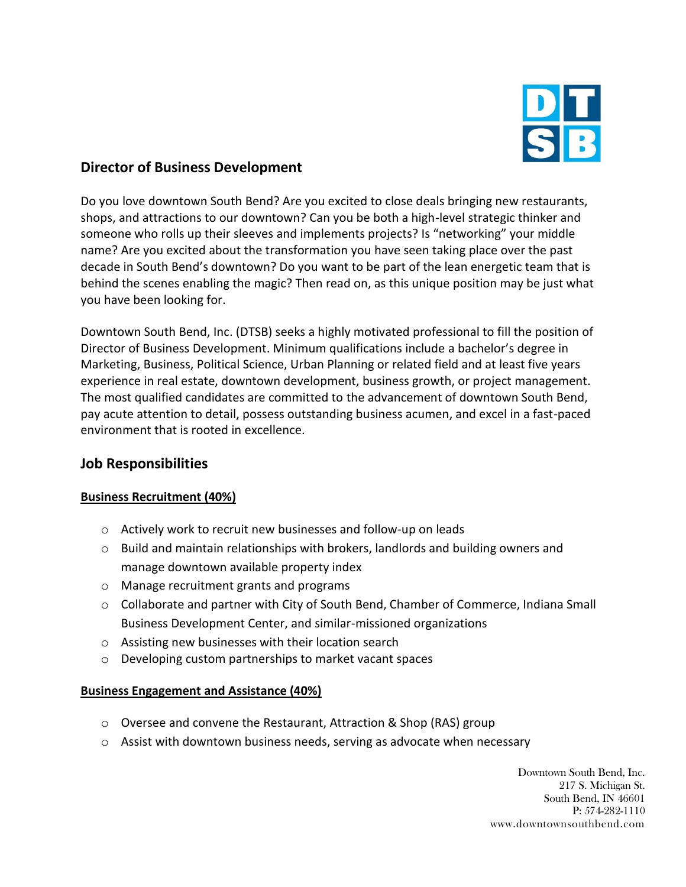## Director of Business Development

Do you love downtown South Bend? Are you excited to close deals bringing new restaurants, shops, and attractions to our downtown? Can you be both a high-level strategic thinker and someone who rolls up their sleeves and implements projects? Is "networking" your middle name? Are you excited about the transformation you have seen taking place over the past decade in South Bend's downtown? Do you want to be part of the lean energetic team that is behind the scenes enabling the magic? Then read on, as this unique position may be just what you have been looking for.

Downtown South Bend, Inc. (DTSB) seeks a highly motivated professional to fill the position of Director of Business Development. Minimum qualifications include a bachelor's degree in Marketing, Business, Political Science, Urban Planning or related field and at least five years experience in real estate, downtown development, business growth, or project management. The most qualified candidates are committed to the advancement of downtown South Bend, pay acute attention to detail, possess outstanding business acumen, and excel in a fast-paced environment that is rooted in excellence.

## Job Responsibilities

**Business Recruitment (40%)**

- Actively work to recruit new businesses and follow-up on leads
- Build and maintain relationships with brokers, landlords and building owners and manage downtown available property index
- Manage recruitment grants and programs
- Collaborate and partner with City of South Bend, Chamber of Commerce, Indiana Small Business Development Center, and similar-missioned organizations
- Assisting new businesses with their location search
- Developing custom partnerships to market vacant spaces

**Business Engagement and Assistance (40%)**

- Oversee and convene the Restaurant, Attraction & Shop (RAS) group
- Assist with downtown business needs, serving as advocate when necessary

Downtown South Bend, Inc.
217 S. Michigan St.
South Bend, IN 46601
P: 574-282-1110
www.downtownsouthbend.com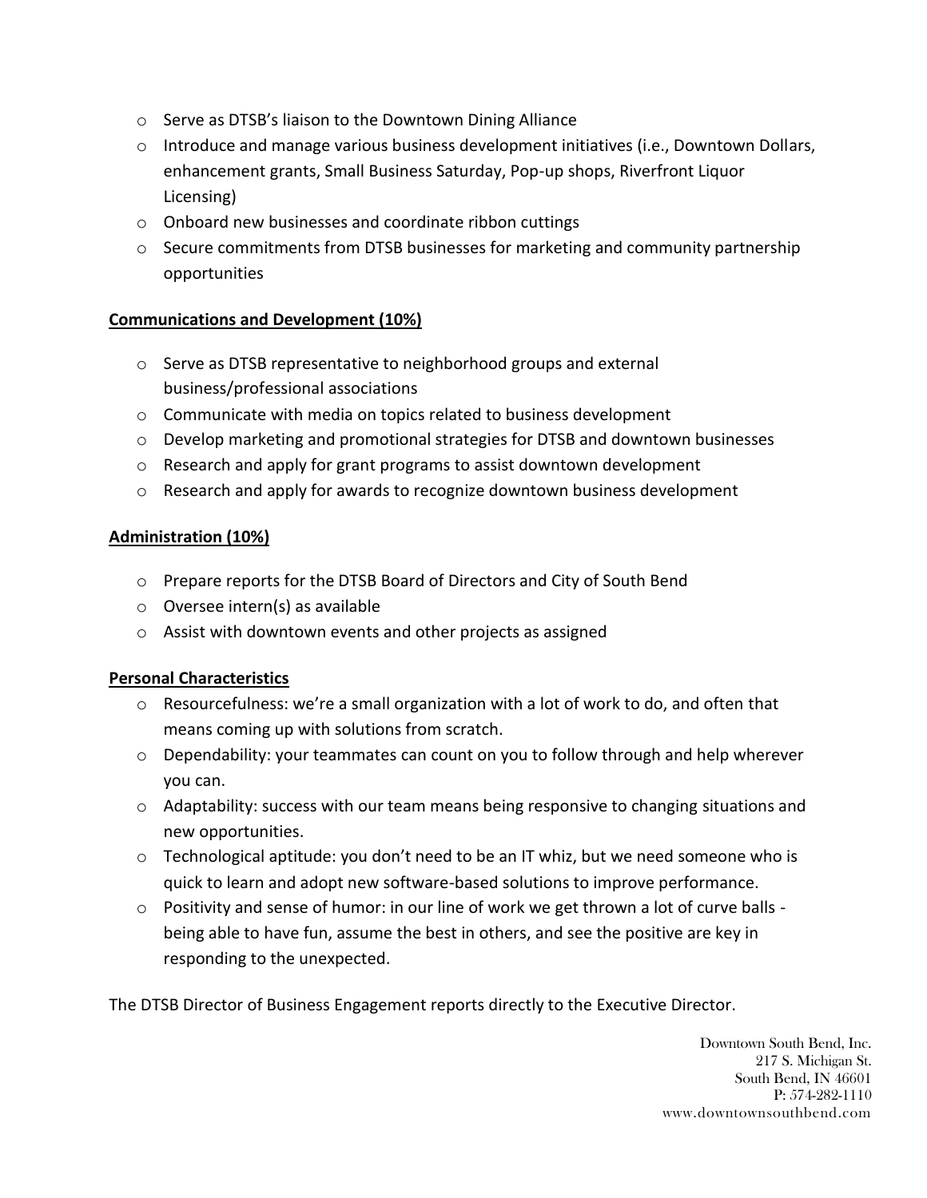- Serve as DTSB's liaison to the Downtown Dining Alliance
- Introduce and manage various business development initiatives (i.e., Downtown Dollars, enhancement grants, Small Business Saturday, Pop-up shops, Riverfront Liquor Licensing)
- Onboard new businesses and coordinate ribbon cuttings
- Secure commitments from DTSB businesses for marketing and community partnership opportunities

**Communications and Development (10%)**

- Serve as DTSB representative to neighborhood groups and external business/professional associations
- Communicate with media on topics related to business development
- Develop marketing and promotional strategies for DTSB and downtown businesses
- Research and apply for grant programs to assist downtown development
- Research and apply for awards to recognize downtown business development

**Administration (10%)**

- Prepare reports for the DTSB Board of Directors and City of South Bend
- Oversee intern(s) as available
- Assist with downtown events and other projects as assigned

**Personal Characteristics**

- Resourcefulness: we're a small organization with a lot of work to do, and often that means coming up with solutions from scratch.
- Dependability: your teammates can count on you to follow through and help wherever you can.
- Adaptability: success with our team means being responsive to changing situations and new opportunities.
- Technological aptitude: you don't need to be an IT whiz, but we need someone who is quick to learn and adopt new software-based solutions to improve performance.
- Positivity and sense of humor: in our line of work we get thrown a lot of curve balls - being able to have fun, assume the best in others, and see the positive are key in responding to the unexpected.

The DTSB Director of Business Engagement reports directly to the Executive Director.

Downtown South Bend, Inc.
217 S. Michigan St.
South Bend, IN 46601
P: 574-282-1110
www.downtownsouthbend.com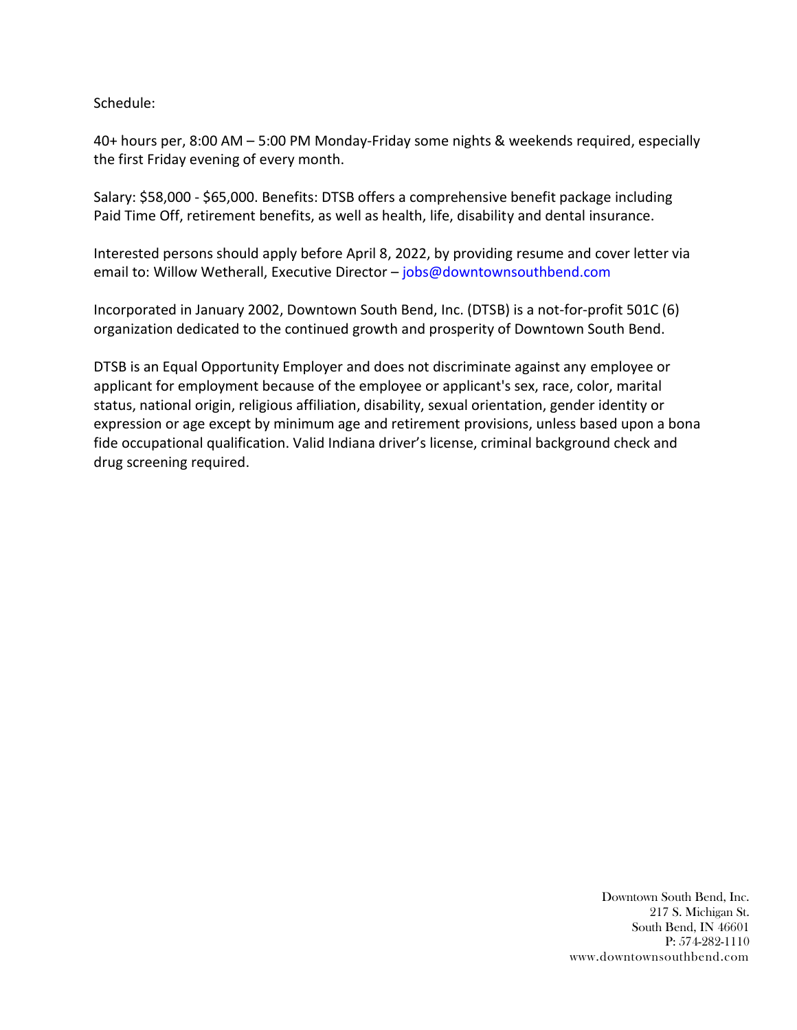Schedule:

40+ hours per, 8:00 AM – 5:00 PM Monday-Friday some nights & weekends required, especially the first Friday evening of every month.

Salary: $58,000 - $65,000. Benefits: DTSB offers a comprehensive benefit package including Paid Time Off, retirement benefits, as well as health, life, disability and dental insurance.

Interested persons should apply before April 8, 2022, by providing resume and cover letter via email to: Willow Wetherall, Executive Director – jobs@downtownsouthbend.com

Incorporated in January 2002, Downtown South Bend, Inc. (DTSB) is a not-for-profit 501C (6) organization dedicated to the continued growth and prosperity of Downtown South Bend.

DTSB is an Equal Opportunity Employer and does not discriminate against any employee or applicant for employment because of the employee or applicant's sex, race, color, marital status, national origin, religious affiliation, disability, sexual orientation, gender identity or expression or age except by minimum age and retirement provisions, unless based upon a bona fide occupational qualification. Valid Indiana driver's license, criminal background check and drug screening required.

Downtown South Bend, Inc.
217 S. Michigan St.
South Bend, IN 46601
P: 574-282-1110
www.downtownsouthbend.com